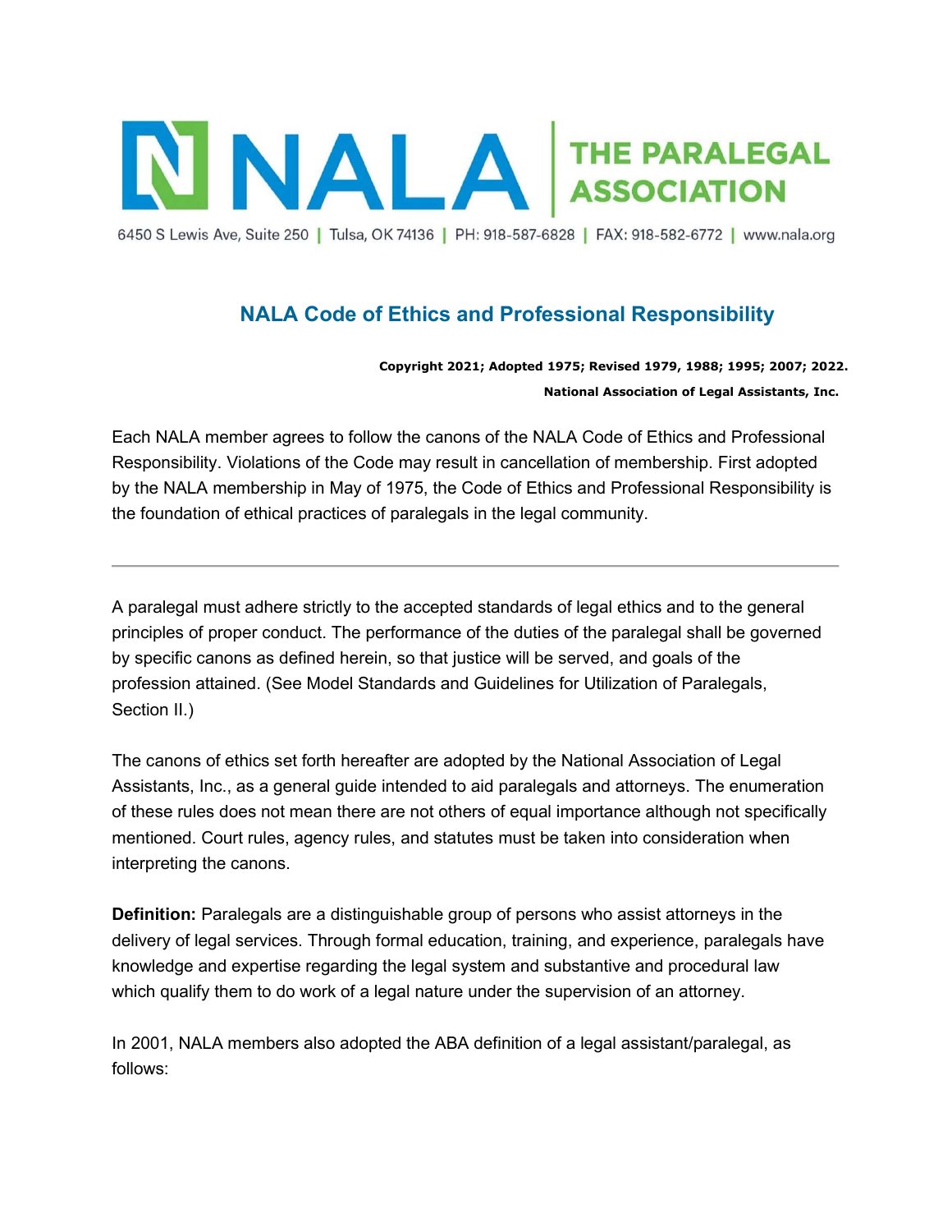# NALA | THE PARALEGAL ASSOCIATION

6450 S Lewis Ave, Suite 250 | Tulsa, OK 74136 | PH: 918-587-6828 | FAX: 918-582-6772 | www.nala.org

## NALA Code of Ethics and Professional Responsibility

**Copyright 2021; Adopted 1975; Revised 1979, 1988; 1995; 2007; 2022.**

**National Association of Legal Assistants, Inc.**

Each NALA member agrees to follow the canons of the NALA Code of Ethics and Professional Responsibility. Violations of the Code may result in cancellation of membership. First adopted by the NALA membership in May of 1975, the Code of Ethics and Professional Responsibility is the foundation of ethical practices of paralegals in the legal community.

---

A paralegal must adhere strictly to the accepted standards of legal ethics and to the general principles of proper conduct. The performance of the duties of the paralegal shall be governed by specific canons as defined herein, so that justice will be served, and goals of the profession attained. (See Model Standards and Guidelines for Utilization of Paralegals, Section II.)

The canons of ethics set forth hereafter are adopted by the National Association of Legal Assistants, Inc., as a general guide intended to aid paralegals and attorneys. The enumeration of these rules does not mean there are not others of equal importance although not specifically mentioned. Court rules, agency rules, and statutes must be taken into consideration when interpreting the canons.

**Definition:** Paralegals are a distinguishable group of persons who assist attorneys in the delivery of legal services. Through formal education, training, and experience, paralegals have knowledge and expertise regarding the legal system and substantive and procedural law which qualify them to do work of a legal nature under the supervision of an attorney.

In 2001, NALA members also adopted the ABA definition of a legal assistant/paralegal, as follows: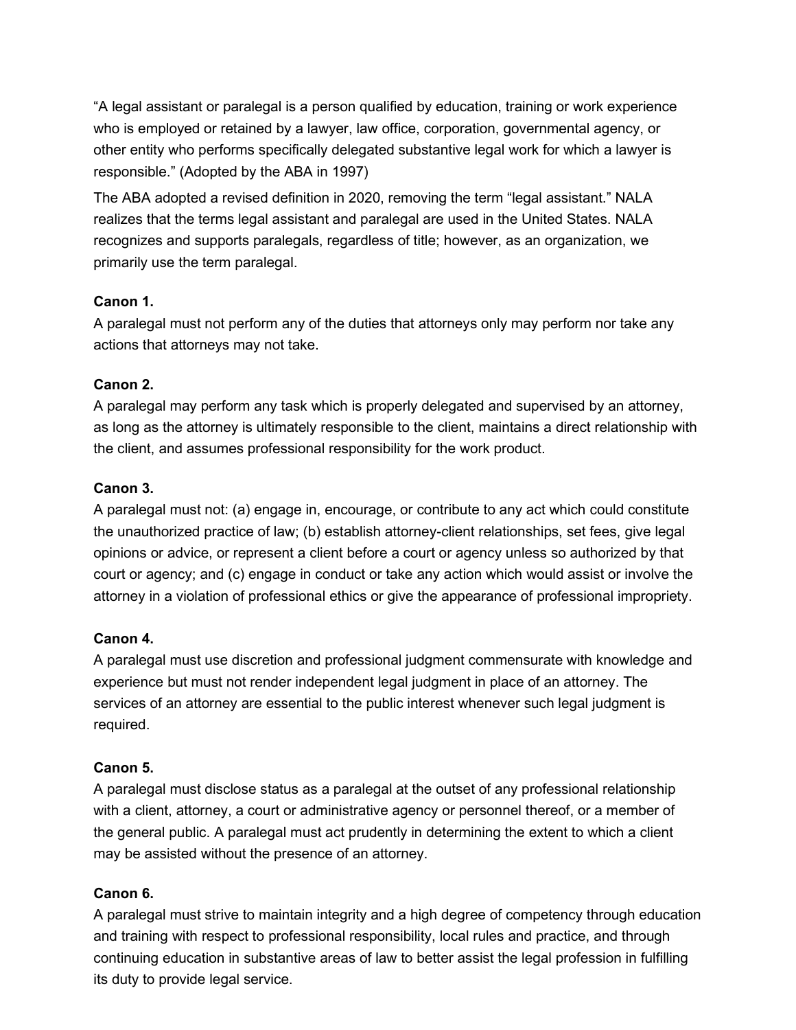"A legal assistant or paralegal is a person qualified by education, training or work experience who is employed or retained by a lawyer, law office, corporation, governmental agency, or other entity who performs specifically delegated substantive legal work for which a lawyer is responsible." (Adopted by the ABA in 1997)

The ABA adopted a revised definition in 2020, removing the term "legal assistant." NALA realizes that the terms legal assistant and paralegal are used in the United States. NALA recognizes and supports paralegals, regardless of title; however, as an organization, we primarily use the term paralegal.

**Canon 1.**
A paralegal must not perform any of the duties that attorneys only may perform nor take any actions that attorneys may not take.

**Canon 2.**
A paralegal may perform any task which is properly delegated and supervised by an attorney, as long as the attorney is ultimately responsible to the client, maintains a direct relationship with the client, and assumes professional responsibility for the work product.

**Canon 3.**
A paralegal must not: (a) engage in, encourage, or contribute to any act which could constitute the unauthorized practice of law; (b) establish attorney-client relationships, set fees, give legal opinions or advice, or represent a client before a court or agency unless so authorized by that court or agency; and (c) engage in conduct or take any action which would assist or involve the attorney in a violation of professional ethics or give the appearance of professional impropriety.

**Canon 4.**
A paralegal must use discretion and professional judgment commensurate with knowledge and experience but must not render independent legal judgment in place of an attorney. The services of an attorney are essential to the public interest whenever such legal judgment is required.

**Canon 5.**
A paralegal must disclose status as a paralegal at the outset of any professional relationship with a client, attorney, a court or administrative agency or personnel thereof, or a member of the general public. A paralegal must act prudently in determining the extent to which a client may be assisted without the presence of an attorney.

**Canon 6.**
A paralegal must strive to maintain integrity and a high degree of competency through education and training with respect to professional responsibility, local rules and practice, and through continuing education in substantive areas of law to better assist the legal profession in fulfilling its duty to provide legal service.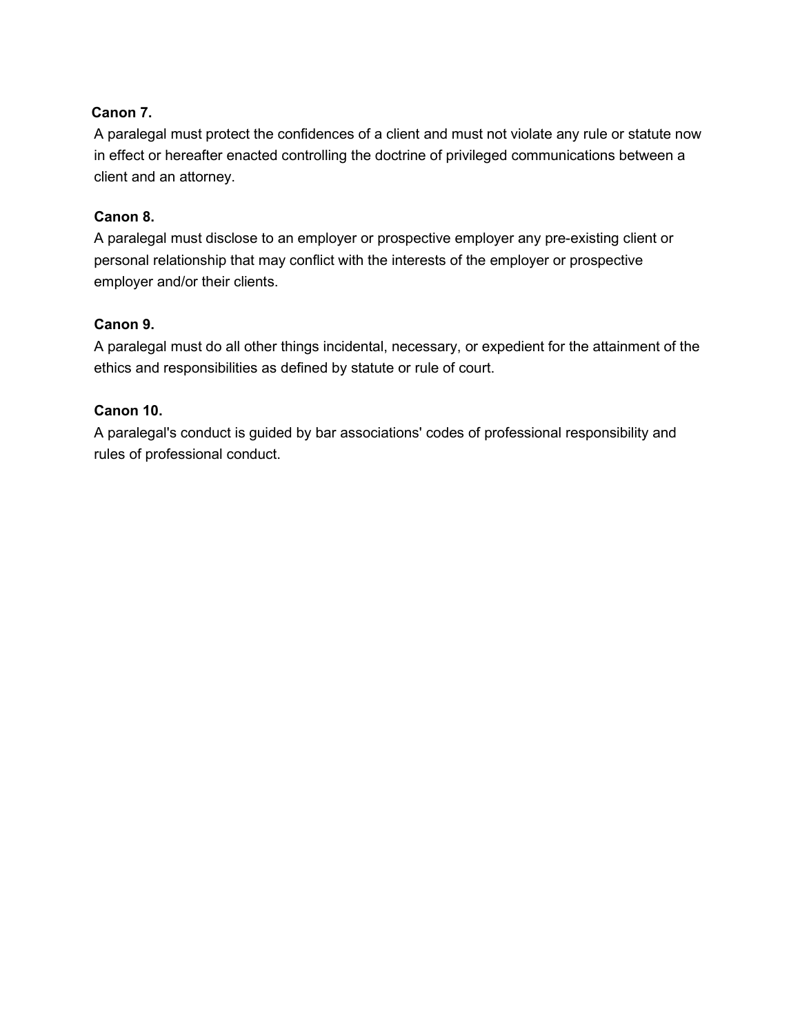**Canon 7.**

A paralegal must protect the confidences of a client and must not violate any rule or statute now in effect or hereafter enacted controlling the doctrine of privileged communications between a client and an attorney.

**Canon 8.**

A paralegal must disclose to an employer or prospective employer any pre-existing client or personal relationship that may conflict with the interests of the employer or prospective employer and/or their clients.

**Canon 9.**

A paralegal must do all other things incidental, necessary, or expedient for the attainment of the ethics and responsibilities as defined by statute or rule of court.

**Canon 10.**

A paralegal's conduct is guided by bar associations' codes of professional responsibility and rules of professional conduct.